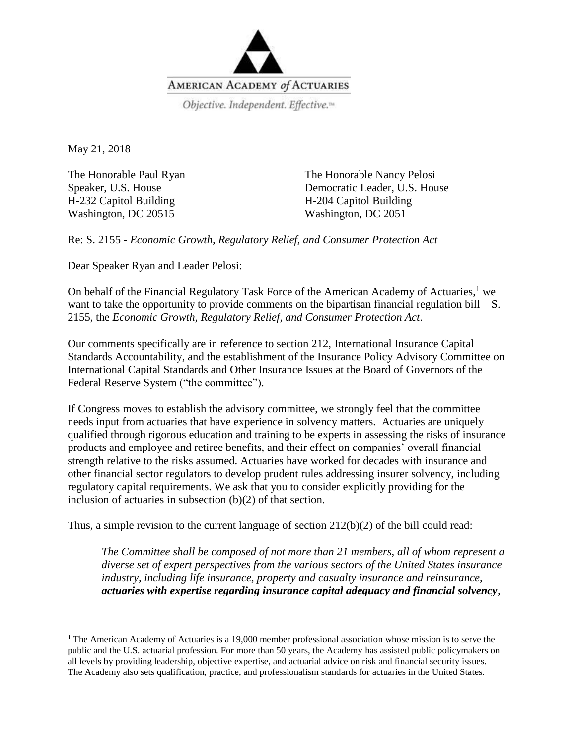AMERICAN ACADEMY *of* ACTUARIES

*Objective. Independent. Effective.™*

May 21, 2018

The Honorable Paul Ryan
Speaker, U.S. House
H-232 Capitol Building
Washington, DC 20515

The Honorable Nancy Pelosi
Democratic Leader, U.S. House
H-204 Capitol Building
Washington, DC 2051

Re: S. 2155 - *Economic Growth, Regulatory Relief, and Consumer Protection Act*

Dear Speaker Ryan and Leader Pelosi:

On behalf of the Financial Regulatory Task Force of the American Academy of Actuaries,[1] we want to take the opportunity to provide comments on the bipartisan financial regulation bill—S. 2155, the *Economic Growth, Regulatory Relief, and Consumer Protection Act*.

Our comments specifically are in reference to section 212, International Insurance Capital Standards Accountability, and the establishment of the Insurance Policy Advisory Committee on International Capital Standards and Other Insurance Issues at the Board of Governors of the Federal Reserve System ("the committee").

If Congress moves to establish the advisory committee, we strongly feel that the committee needs input from actuaries that have experience in solvency matters. Actuaries are uniquely qualified through rigorous education and training to be experts in assessing the risks of insurance products and employee and retiree benefits, and their effect on companies' overall financial strength relative to the risks assumed. Actuaries have worked for decades with insurance and other financial sector regulators to develop prudent rules addressing insurer solvency, including regulatory capital requirements. We ask that you to consider explicitly providing for the inclusion of actuaries in subsection (b)(2) of that section.

Thus, a simple revision to the current language of section 212(b)(2) of the bill could read:

> *The Committee shall be composed of not more than 21 members, all of whom represent a diverse set of expert perspectives from the various sectors of the United States insurance industry, including life insurance, property and casualty insurance and reinsurance,* ***actuaries with expertise regarding insurance capital adequacy and financial solvency****,*

[1] The American Academy of Actuaries is a 19,000 member professional association whose mission is to serve the public and the U.S. actuarial profession. For more than 50 years, the Academy has assisted public policymakers on all levels by providing leadership, objective expertise, and actuarial advice on risk and financial security issues. The Academy also sets qualification, practice, and professionalism standards for actuaries in the United States.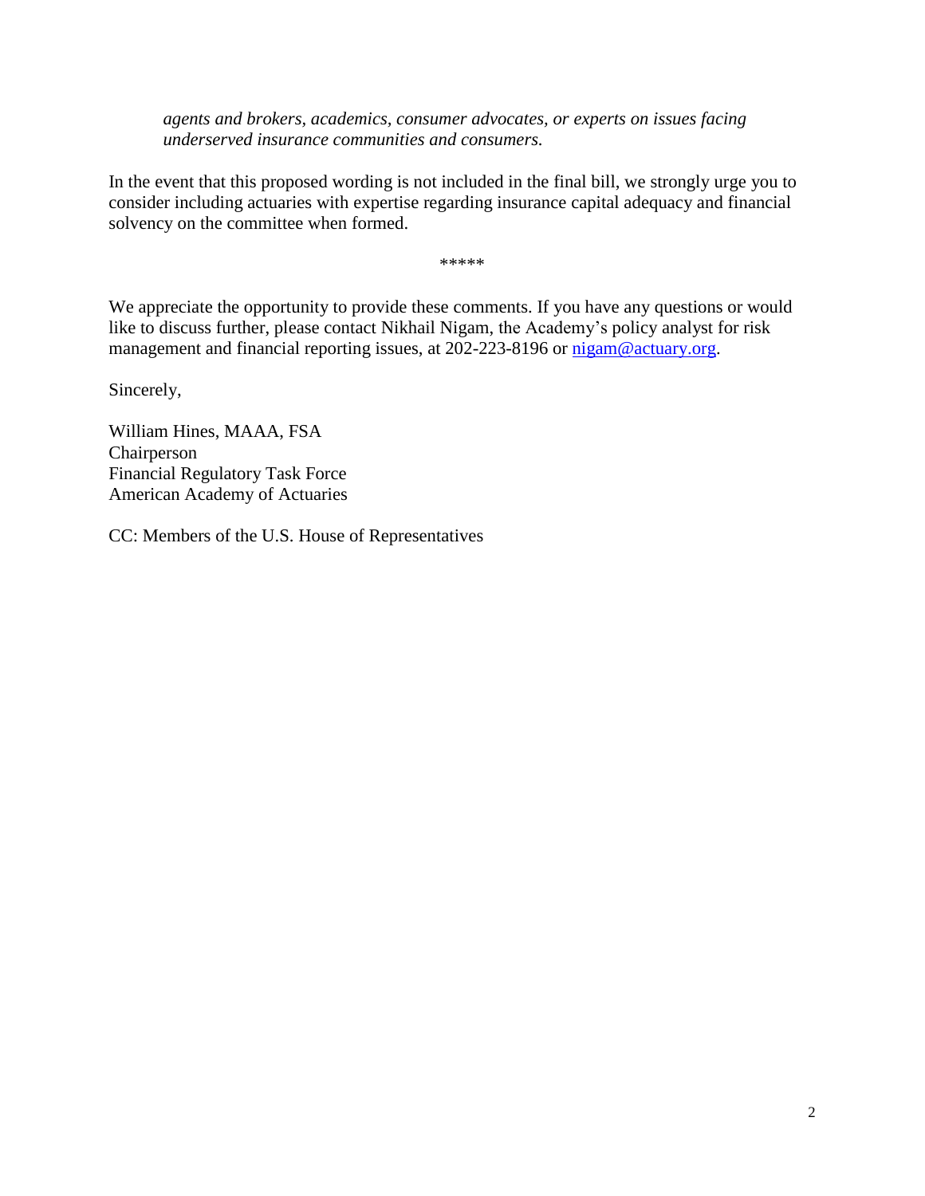*agents and brokers, academics, consumer advocates, or experts on issues facing underserved insurance communities and consumers.*

In the event that this proposed wording is not included in the final bill, we strongly urge you to consider including actuaries with expertise regarding insurance capital adequacy and financial solvency on the committee when formed.

*****

We appreciate the opportunity to provide these comments. If you have any questions or would like to discuss further, please contact Nikhail Nigam, the Academy's policy analyst for risk management and financial reporting issues, at 202-223-8196 or [nigam@actuary.org](mailto:nigam@actuary.org).

Sincerely,

William Hines, MAAA, FSA
Chairperson
Financial Regulatory Task Force
American Academy of Actuaries

CC: Members of the U.S. House of Representatives